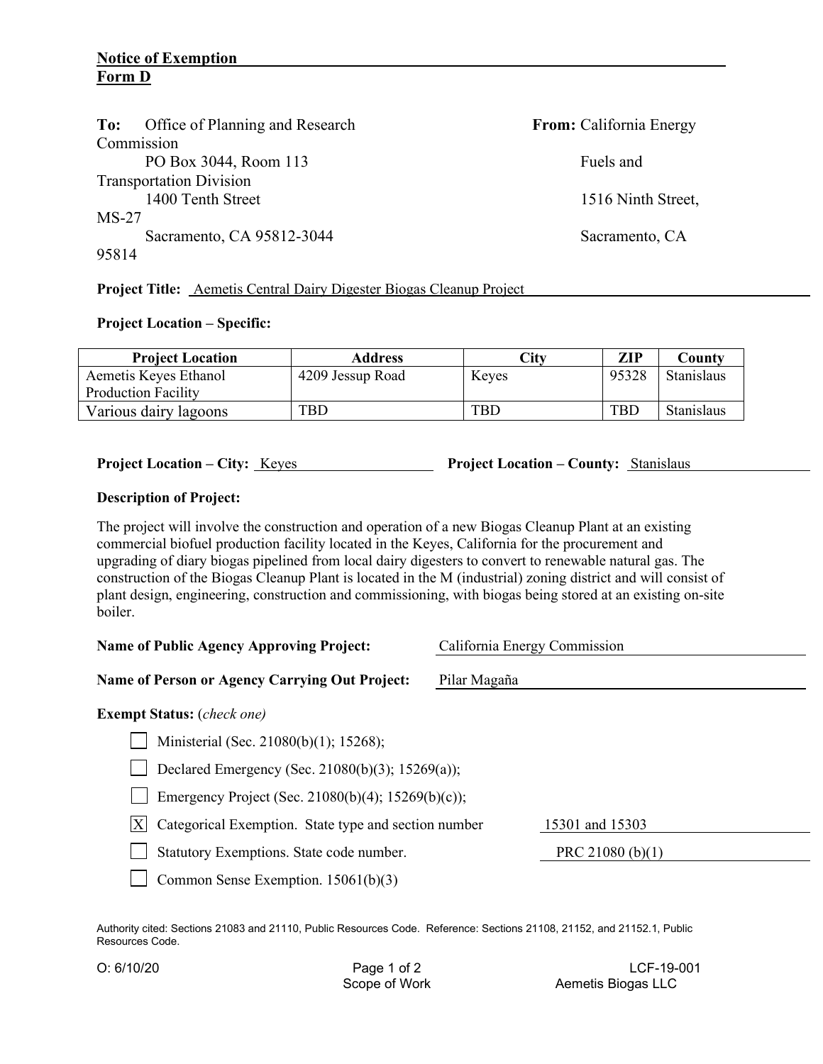**Notice of Exemption**
**Form D**

**To:** Office of Planning and Research
PO Box 3044, Room 113
1400 Tenth Street
Sacramento, CA 95812-3044

**From:** California Energy Commission
Fuels and Transportation Division
1516 Ninth Street, MS-27
Sacramento, CA 95814

**Project Title:** Aemetis Central Dairy Digester Biogas Cleanup Project

**Project Location – Specific:**

| Project Location | Address | City | ZIP | County |
|---|---|---|---|---|
| Aemetis Keyes Ethanol Production Facility | 4209 Jessup Road | Keyes | 95328 | Stanislaus |
| Various dairy lagoons | TBD | TBD | TBD | Stanislaus |

**Project Location – City:** Keyes **Project Location – County:** Stanislaus

**Description of Project:**

The project will involve the construction and operation of a new Biogas Cleanup Plant at an existing commercial biofuel production facility located in the Keyes, California for the procurement and upgrading of diary biogas pipelined from local dairy digesters to convert to renewable natural gas. The construction of the Biogas Cleanup Plant is located in the M (industrial) zoning district and will consist of plant design, engineering, construction and commissioning, with biogas being stored at an existing on-site boiler.

**Name of Public Agency Approving Project:** California Energy Commission

**Name of Person or Agency Carrying Out Project:** Pilar Magaña

**Exempt Status:** *(check one)*

- [ ] Ministerial (Sec. 21080(b)(1); 15268);
- [ ] Declared Emergency (Sec. 21080(b)(3); 15269(a));
- [ ] Emergency Project (Sec. 21080(b)(4); 15269(b)(c));
- [X] Categorical Exemption. State type and section number 15301 and 15303
- [ ] Statutory Exemptions. State code number. PRC 21080 (b)(1)
- [ ] Common Sense Exemption. 15061(b)(3)

Authority cited: Sections 21083 and 21110, Public Resources Code. Reference: Sections 21108, 21152, and 21152.1, Public Resources Code.

O: 6/10/20 Scope of Work LCF-19-001 Aemetis Biogas LLC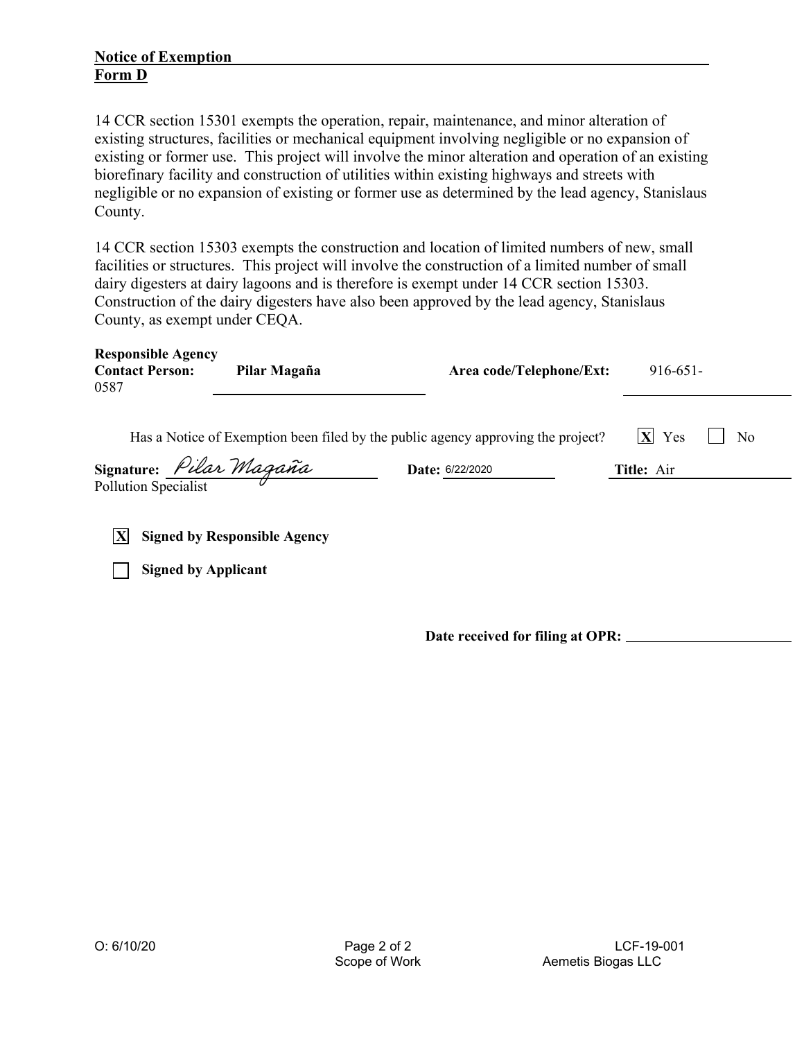**Notice of Exemption**
**Form D**

14 CCR section 15301 exempts the operation, repair, maintenance, and minor alteration of existing structures, facilities or mechanical equipment involving negligible or no expansion of existing or former use. This project will involve the minor alteration and operation of an existing biorefinary facility and construction of utilities within existing highways and streets with negligible or no expansion of existing or former use as determined by the lead agency, Stanislaus County.

14 CCR section 15303 exempts the construction and location of limited numbers of new, small facilities or structures. This project will involve the construction of a limited number of small dairy digesters at dairy lagoons and is therefore is exempt under 14 CCR section 15303. Construction of the dairy digesters have also been approved by the lead agency, Stanislaus County, as exempt under CEQA.

**Responsible Agency**
**Contact Person:** **Pilar Magaña** **Area code/Telephone/Ext:** 916-651-0587

Has a Notice of Exemption been filed by the public agency approving the project? [X] Yes [ ] No

**Signature:** Pilar Magaña **Date:** 6/22/2020 **Title:** Air Pollution Specialist

[X] **Signed by Responsible Agency**

[ ] **Signed by Applicant**

**Date received for filing at OPR:** ______________

O: 6/10/20 Scope of Work LCF-19-001 Aemetis Biogas LLC